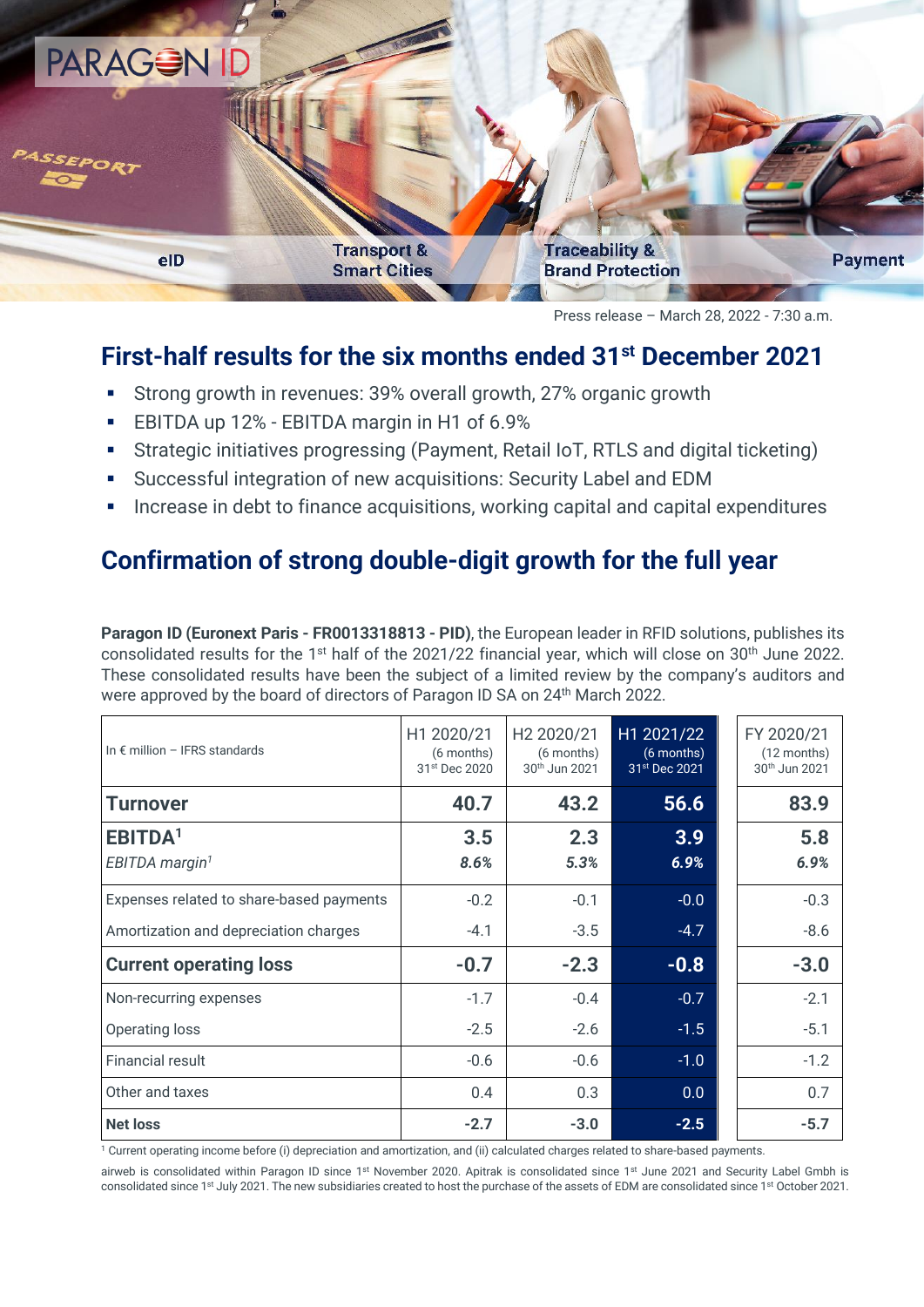PARAGON ID

eID | Transport & Smart Cities | Traceability & Brand Protection | Payment

Press release – March 28, 2022 - 7:30 a.m.

# First-half results for the six months ended 31st December 2021

- Strong growth in revenues: 39% overall growth, 27% organic growth
- EBITDA up 12% - EBITDA margin in H1 of 6.9%
- Strategic initiatives progressing (Payment, Retail IoT, RTLS and digital ticketing)
- Successful integration of new acquisitions: Security Label and EDM
- Increase in debt to finance acquisitions, working capital and capital expenditures

# Confirmation of strong double-digit growth for the full year

**Paragon ID (Euronext Paris - FR0013318813 - PID)**, the European leader in RFID solutions, publishes its consolidated results for the 1st half of the 2021/22 financial year, which will close on 30th June 2022. These consolidated results have been the subject of a limited review by the company's auditors and were approved by the board of directors of Paragon ID SA on 24th March 2022.

| In € million – IFRS standards | H1 2020/21 (6 months) 31st Dec 2020 | H2 2020/21 (6 months) 30th Jun 2021 | H1 2021/22 (6 months) 31st Dec 2021 | FY 2020/21 (12 months) 30th Jun 2021 |
|---|---|---|---|---|
| **Turnover** | **40.7** | **43.2** | **56.6** | **83.9** |
| **EBITDA**[1] | **3.5** | **2.3** | **3.9** | **5.8** |
| *EBITDA margin*[1] | ***8.6%*** | ***5.3%*** | ***6.9%*** | ***6.9%*** |
| Expenses related to share-based payments | -0.2 | -0.1 | -0.0 | -0.3 |
| Amortization and depreciation charges | -4.1 | -3.5 | -4.7 | -8.6 |
| **Current operating loss** | **-0.7** | **-2.3** | **-0.8** | **-3.0** |
| Non-recurring expenses | -1.7 | -0.4 | -0.7 | -2.1 |
| Operating loss | -2.5 | -2.6 | -1.5 | -5.1 |
| Financial result | -0.6 | -0.6 | -1.0 | -1.2 |
| Other and taxes | 0.4 | 0.3 | 0.0 | 0.7 |
| **Net loss** | **-2.7** | **-3.0** | **-2.5** | **-5.7** |

[1] Current operating income before (i) depreciation and amortization, and (ii) calculated charges related to share-based payments.

airweb is consolidated within Paragon ID since 1st November 2020. Apitrak is consolidated since 1st June 2021 and Security Label Gmbh is consolidated since 1st July 2021. The new subsidiaries created to host the purchase of the assets of EDM are consolidated since 1st October 2021.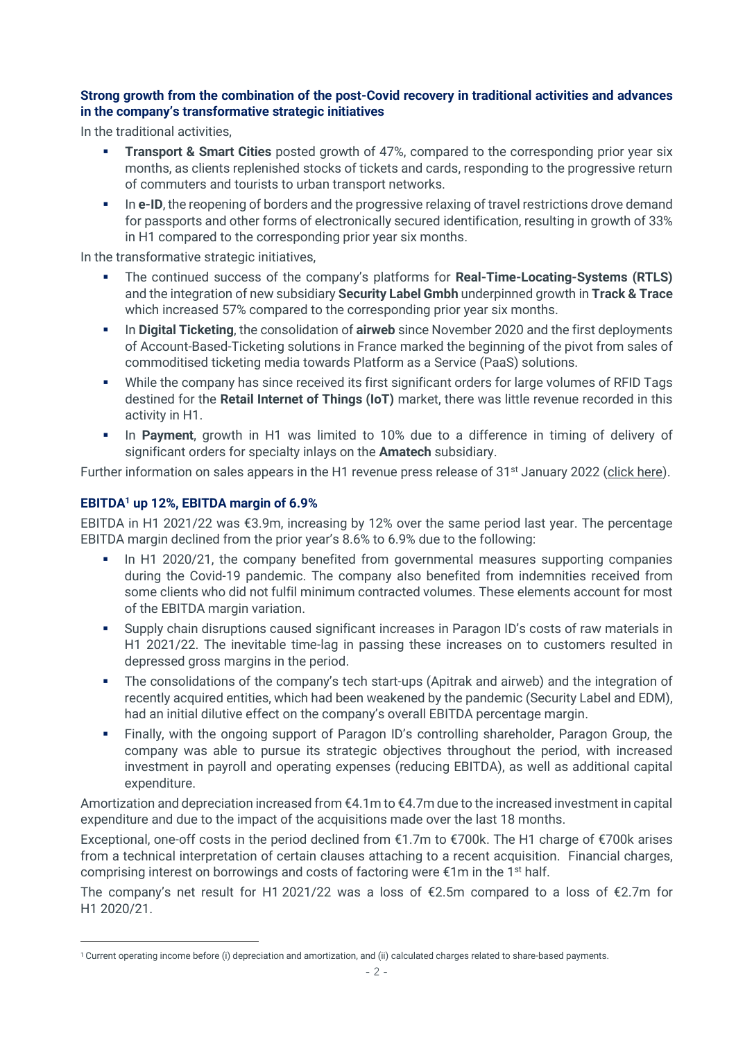**Strong growth from the combination of the post-Covid recovery in traditional activities and advances in the company's transformative strategic initiatives**

In the traditional activities,

- **Transport & Smart Cities** posted growth of 47%, compared to the corresponding prior year six months, as clients replenished stocks of tickets and cards, responding to the progressive return of commuters and tourists to urban transport networks.
- In **e-ID**, the reopening of borders and the progressive relaxing of travel restrictions drove demand for passports and other forms of electronically secured identification, resulting in growth of 33% in H1 compared to the corresponding prior year six months.

In the transformative strategic initiatives,

- The continued success of the company's platforms for **Real-Time-Locating-Systems (RTLS)** and the integration of new subsidiary **Security Label Gmbh** underpinned growth in **Track & Trace** which increased 57% compared to the corresponding prior year six months.
- In **Digital Ticketing**, the consolidation of **airweb** since November 2020 and the first deployments of Account-Based-Ticketing solutions in France marked the beginning of the pivot from sales of commoditised ticketing media towards Platform as a Service (PaaS) solutions.
- While the company has since received its first significant orders for large volumes of RFID Tags destined for the **Retail Internet of Things (IoT)** market, there was little revenue recorded in this activity in H1.
- In **Payment**, growth in H1 was limited to 10% due to a difference in timing of delivery of significant orders for specialty inlays on the **Amatech** subsidiary.

Further information on sales appears in the H1 revenue press release of 31st January 2022 (click here).

**EBITDA[1] up 12%, EBITDA margin of 6.9%**

EBITDA in H1 2021/22 was €3.9m, increasing by 12% over the same period last year. The percentage EBITDA margin declined from the prior year's 8.6% to 6.9% due to the following:

- In H1 2020/21, the company benefited from governmental measures supporting companies during the Covid-19 pandemic. The company also benefited from indemnities received from some clients who did not fulfil minimum contracted volumes. These elements account for most of the EBITDA margin variation.
- Supply chain disruptions caused significant increases in Paragon ID's costs of raw materials in H1 2021/22. The inevitable time-lag in passing these increases on to customers resulted in depressed gross margins in the period.
- The consolidations of the company's tech start-ups (Apitrak and airweb) and the integration of recently acquired entities, which had been weakened by the pandemic (Security Label and EDM), had an initial dilutive effect on the company's overall EBITDA percentage margin.
- Finally, with the ongoing support of Paragon ID's controlling shareholder, Paragon Group, the company was able to pursue its strategic objectives throughout the period, with increased investment in payroll and operating expenses (reducing EBITDA), as well as additional capital expenditure.

Amortization and depreciation increased from €4.1m to €4.7m due to the increased investment in capital expenditure and due to the impact of the acquisitions made over the last 18 months.

Exceptional, one-off costs in the period declined from €1.7m to €700k. The H1 charge of €700k arises from a technical interpretation of certain clauses attaching to a recent acquisition. Financial charges, comprising interest on borrowings and costs of factoring were €1m in the 1st half.

The company's net result for H1 2021/22 was a loss of €2.5m compared to a loss of €2.7m for H1 2020/21.

[1] Current operating income before (i) depreciation and amortization, and (ii) calculated charges related to share-based payments.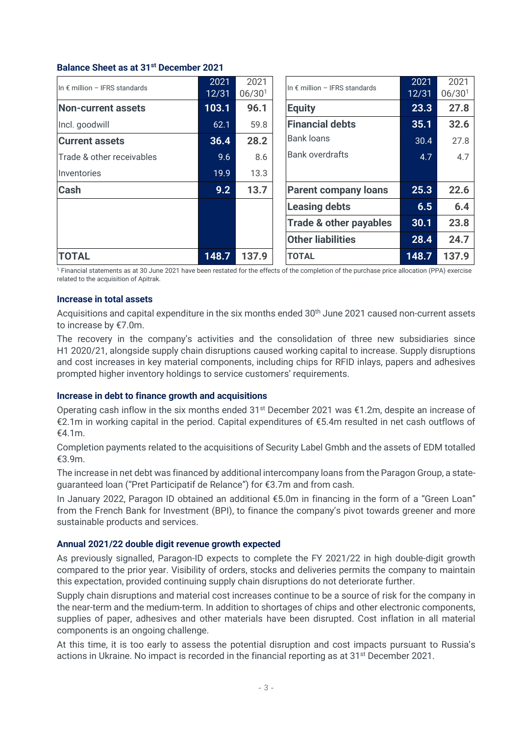### Balance Sheet as at 31st December 2021

| In € million – IFRS standards | 2021 12/31 | 2021 06/30[1] |
|---|---|---|
| **Non-current assets** | **103.1** | **96.1** |
| Incl. goodwill | 62.1 | 59.8 |
| **Current assets** | **36.4** | **28.2** |
| Trade & other receivables | 9.6 | 8.6 |
| Inventories | 19.9 | 13.3 |
| **Cash** | **9.2** | **13.7** |
| **TOTAL** | **148.7** | **137.9** |

| In € million – IFRS standards | 2021 12/31 | 2021 06/30[1] |
|---|---|---|
| **Equity** | **23.3** | **27.8** |
| **Financial debts** | **35.1** | **32.6** |
| Bank loans | 30.4 | 27.8 |
| Bank overdrafts | 4.7 | 4.7 |
| **Parent company loans** | **25.3** | **22.6** |
| **Leasing debts** | **6.5** | **6.4** |
| **Trade & other payables** | **30.1** | **23.8** |
| **Other liabilities** | **28.4** | **24.7** |
| **TOTAL** | **148.7** | **137.9** |

[1] Financial statements as at 30 June 2021 have been restated for the effects of the completion of the purchase price allocation (PPA) exercise related to the acquisition of Apitrak.

#### Increase in total assets

Acquisitions and capital expenditure in the six months ended 30th June 2021 caused non-current assets to increase by €7.0m.

The recovery in the company's activities and the consolidation of three new subsidiaries since H1 2020/21, alongside supply chain disruptions caused working capital to increase. Supply disruptions and cost increases in key material components, including chips for RFID inlays, papers and adhesives prompted higher inventory holdings to service customers' requirements.

#### Increase in debt to finance growth and acquisitions

Operating cash inflow in the six months ended 31st December 2021 was €1.2m, despite an increase of €2.1m in working capital in the period. Capital expenditures of €5.4m resulted in net cash outflows of €4.1m.

Completion payments related to the acquisitions of Security Label Gmbh and the assets of EDM totalled €3.9m.

The increase in net debt was financed by additional intercompany loans from the Paragon Group, a state-guaranteed loan ("Pret Participatif de Relance") for €3.7m and from cash.

In January 2022, Paragon ID obtained an additional €5.0m in financing in the form of a "Green Loan" from the French Bank for Investment (BPI), to finance the company's pivot towards greener and more sustainable products and services.

#### Annual 2021/22 double digit revenue growth expected

As previously signalled, Paragon-ID expects to complete the FY 2021/22 in high double-digit growth compared to the prior year. Visibility of orders, stocks and deliveries permits the company to maintain this expectation, provided continuing supply chain disruptions do not deteriorate further.

Supply chain disruptions and material cost increases continue to be a source of risk for the company in the near-term and the medium-term. In addition to shortages of chips and other electronic components, supplies of paper, adhesives and other materials have been disrupted. Cost inflation in all material components is an ongoing challenge.

At this time, it is too early to assess the potential disruption and cost impacts pursuant to Russia's actions in Ukraine. No impact is recorded in the financial reporting as at 31st December 2021.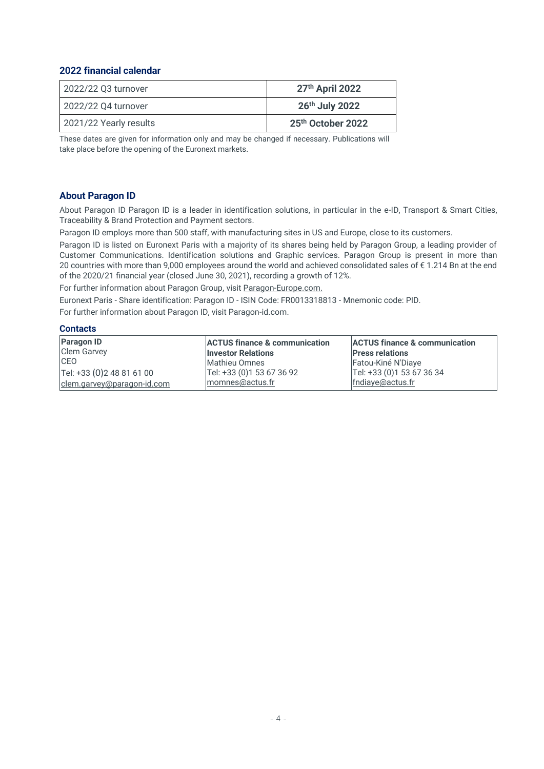## 2022 financial calendar

| | |
|---|---|
| 2022/22 Q3 turnover | **27th April 2022** |
| 2022/22 Q4 turnover | **26th July 2022** |
| 2021/22 Yearly results | **25th October 2022** |

These dates are given for information only and may be changed if necessary. Publications will take place before the opening of the Euronext markets.

## About Paragon ID

About Paragon ID Paragon ID is a leader in identification solutions, in particular in the e-ID, Transport & Smart Cities, Traceability & Brand Protection and Payment sectors.

Paragon ID employs more than 500 staff, with manufacturing sites in US and Europe, close to its customers.

Paragon ID is listed on Euronext Paris with a majority of its shares being held by Paragon Group, a leading provider of Customer Communications. Identification solutions and Graphic services. Paragon Group is present in more than 20 countries with more than 9,000 employees around the world and achieved consolidated sales of € 1.214 Bn at the end of the 2020/21 financial year (closed June 30, 2021), recording a growth of 12%.

For further information about Paragon Group, visit Paragon-Europe.com.

Euronext Paris - Share identification: Paragon ID - ISIN Code: FR0013318813 - Mnemonic code: PID.

For further information about Paragon ID, visit Paragon-id.com.

## Contacts

| **Paragon ID** | **ACTUS finance & communication** | **ACTUS finance & communication** |
|---|---|---|
| Clem Garvey<br>CEO<br>Tel: +33 (0)2 48 81 61 00<br>clem.garvey@paragon-id.com | **Investor Relations**<br>Mathieu Omnes<br>Tel: +33 (0)1 53 67 36 92<br>momnes@actus.fr | **Press relations**<br>Fatou-Kiné N'Diaye<br>Tel: +33 (0)1 53 67 36 34<br>fndiaye@actus.fr |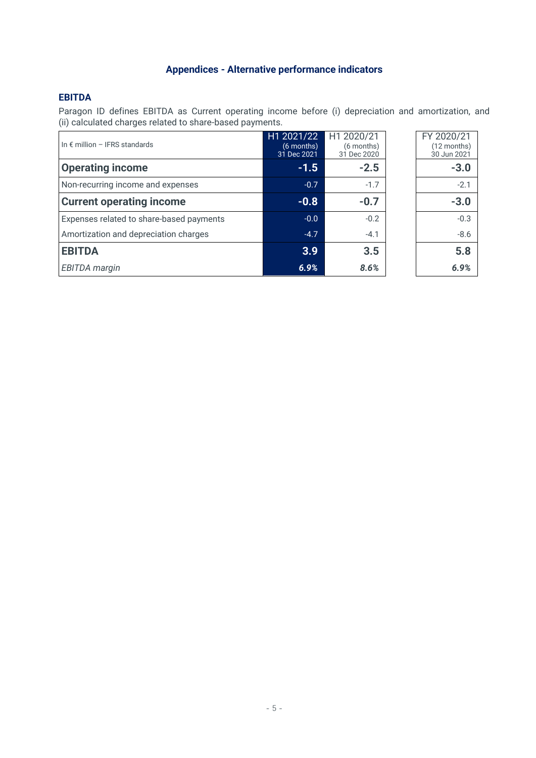## Appendices - Alternative performance indicators

### EBITDA

Paragon ID defines EBITDA as Current operating income before (i) depreciation and amortization, and (ii) calculated charges related to share-based payments.

| In € million – IFRS standards | H1 2021/22 (6 months) 31 Dec 2021 | H1 2020/21 (6 months) 31 Dec 2020 | FY 2020/21 (12 months) 30 Jun 2021 |
|---|---|---|---|
| **Operating income** | **-1.5** | **-2.5** | **-3.0** |
| Non-recurring income and expenses | -0.7 | -1.7 | -2.1 |
| **Current operating income** | **-0.8** | **-0.7** | **-3.0** |
| Expenses related to share-based payments | -0.0 | -0.2 | -0.3 |
| Amortization and depreciation charges | -4.7 | -4.1 | -8.6 |
| **EBITDA** | **3.9** | **3.5** | **5.8** |
| *EBITDA margin* | ***6.9%*** | ***8.6%*** | ***6.9%*** |